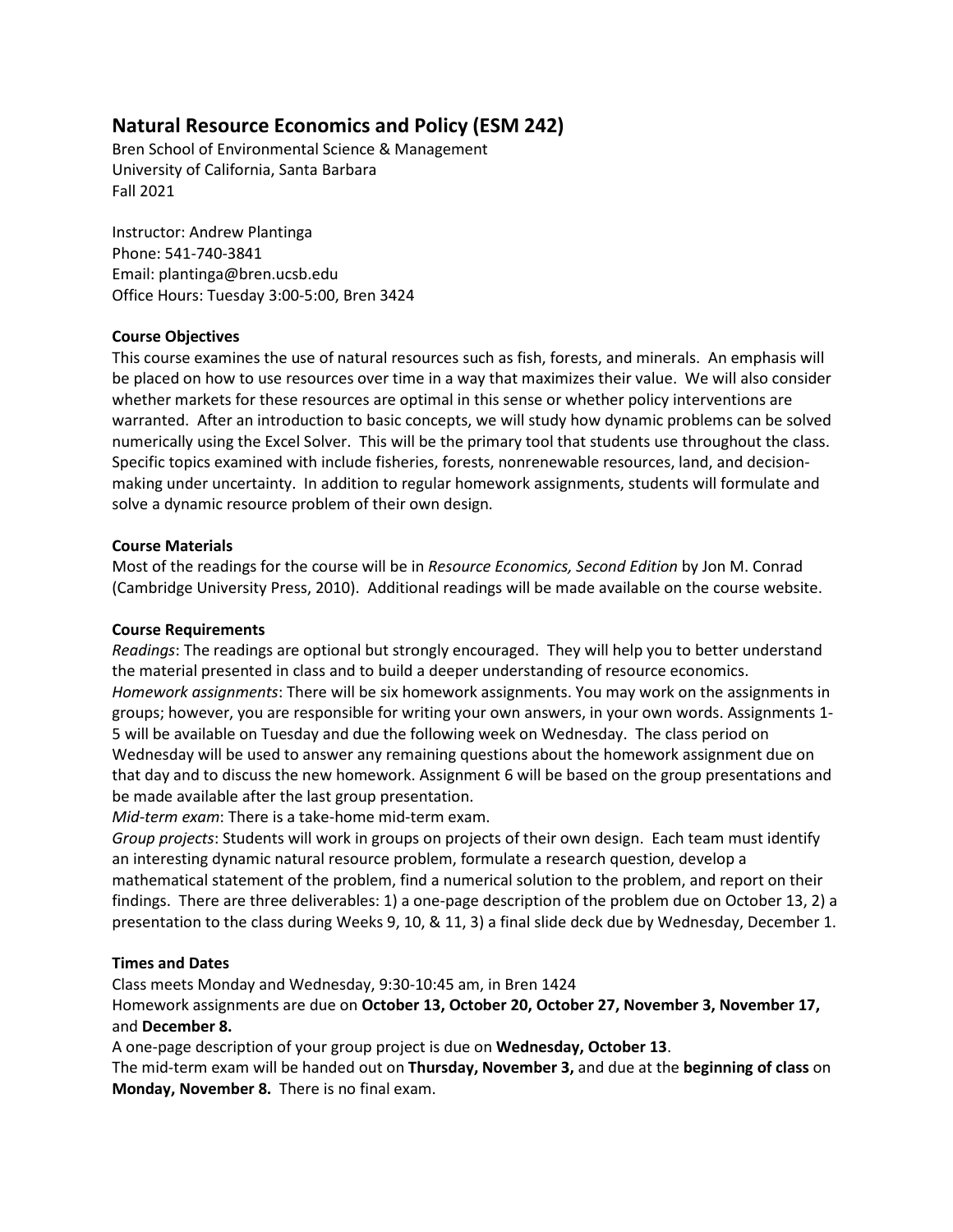# Natural Resource Economics and Policy (ESM 242)

Bren School of Environmental Science & Management
University of California, Santa Barbara
Fall 2021

Instructor: Andrew Plantinga
Phone: 541-740-3841
Email: plantinga@bren.ucsb.edu
Office Hours: Tuesday 3:00-5:00, Bren 3424

### Course Objectives

This course examines the use of natural resources such as fish, forests, and minerals. An emphasis will be placed on how to use resources over time in a way that maximizes their value. We will also consider whether markets for these resources are optimal in this sense or whether policy interventions are warranted. After an introduction to basic concepts, we will study how dynamic problems can be solved numerically using the Excel Solver. This will be the primary tool that students use throughout the class. Specific topics examined with include fisheries, forests, nonrenewable resources, land, and decision-making under uncertainty. In addition to regular homework assignments, students will formulate and solve a dynamic resource problem of their own design.

### Course Materials

Most of the readings for the course will be in *Resource Economics, Second Edition* by Jon M. Conrad (Cambridge University Press, 2010). Additional readings will be made available on the course website.

### Course Requirements

*Readings*: The readings are optional but strongly encouraged. They will help you to better understand the material presented in class and to build a deeper understanding of resource economics.
*Homework assignments*: There will be six homework assignments. You may work on the assignments in groups; however, you are responsible for writing your own answers, in your own words. Assignments 1-5 will be available on Tuesday and due the following week on Wednesday. The class period on Wednesday will be used to answer any remaining questions about the homework assignment due on that day and to discuss the new homework. Assignment 6 will be based on the group presentations and be made available after the last group presentation.
*Mid-term exam*: There is a take-home mid-term exam.
*Group projects*: Students will work in groups on projects of their own design. Each team must identify an interesting dynamic natural resource problem, formulate a research question, develop a mathematical statement of the problem, find a numerical solution to the problem, and report on their findings. There are three deliverables: 1) a one-page description of the problem due on October 13, 2) a presentation to the class during Weeks 9, 10, & 11, 3) a final slide deck due by Wednesday, December 1.

### Times and Dates

Class meets Monday and Wednesday, 9:30-10:45 am, in Bren 1424
Homework assignments are due on **October 13, October 20, October 27, November 3, November 17,** and **December 8.**
A one-page description of your group project is due on **Wednesday, October 13**.
The mid-term exam will be handed out on **Thursday, November 3,** and due at the **beginning of class** on **Monday, November 8.** There is no final exam.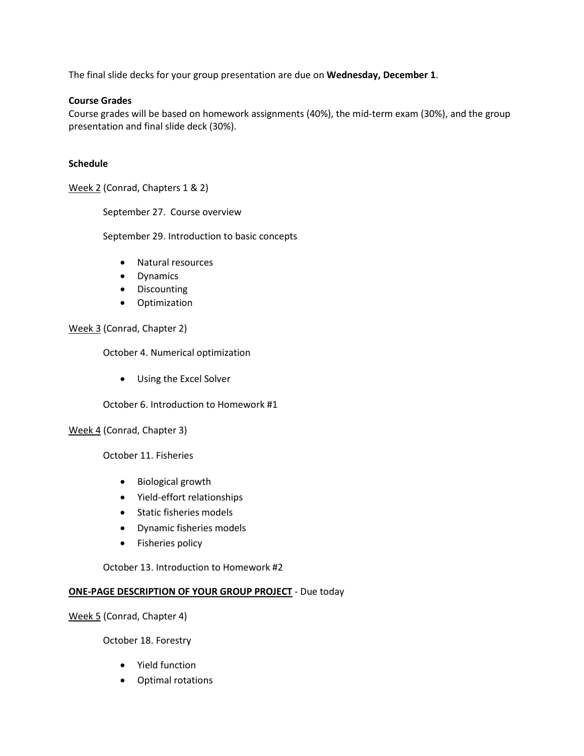The final slide decks for your group presentation are due on **Wednesday, December 1**.

**Course Grades**

Course grades will be based on homework assignments (40%), the mid-term exam (30%), and the group presentation and final slide deck (30%).

**Schedule**

<u>Week 2</u> (Conrad, Chapters 1 & 2)

September 27. Course overview

September 29. Introduction to basic concepts

- Natural resources
- Dynamics
- Discounting
- Optimization

<u>Week 3</u> (Conrad, Chapter 2)

October 4. Numerical optimization

- Using the Excel Solver

October 6. Introduction to Homework #1

<u>Week 4</u> (Conrad, Chapter 3)

October 11. Fisheries

- Biological growth
- Yield-effort relationships
- Static fisheries models
- Dynamic fisheries models
- Fisheries policy

October 13. Introduction to Homework #2

**<u>ONE-PAGE DESCRIPTION OF YOUR GROUP PROJECT</u>** - Due today

<u>Week 5</u> (Conrad, Chapter 4)

October 18. Forestry

- Yield function
- Optimal rotations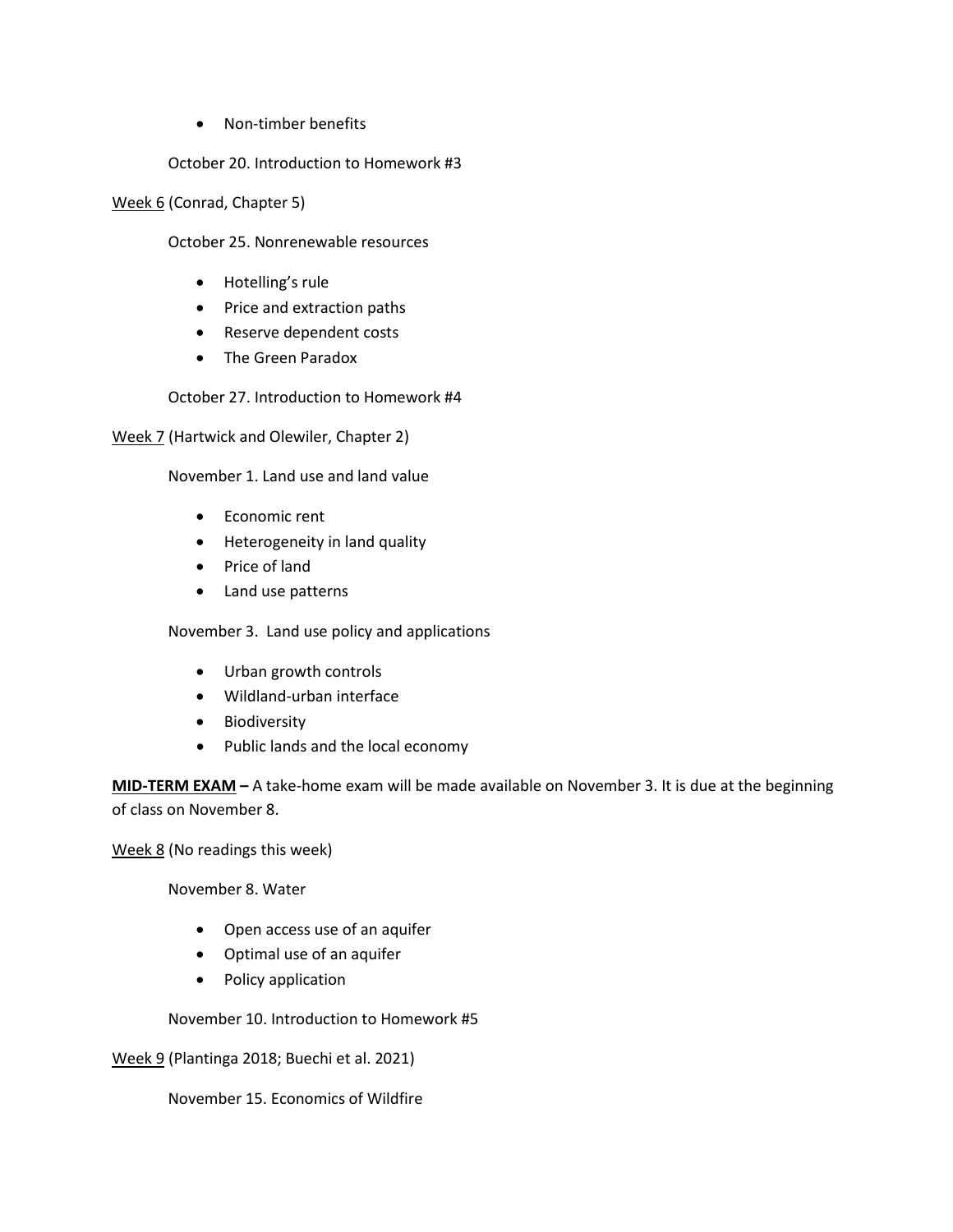- Non-timber benefits

October 20. Introduction to Homework #3

<u>Week 6</u> (Conrad, Chapter 5)

October 25. Nonrenewable resources

- Hotelling's rule
- Price and extraction paths
- Reserve dependent costs
- The Green Paradox

October 27. Introduction to Homework #4

<u>Week 7</u> (Hartwick and Olewiler, Chapter 2)

November 1. Land use and land value

- Economic rent
- Heterogeneity in land quality
- Price of land
- Land use patterns

November 3. Land use policy and applications

- Urban growth controls
- Wildland-urban interface
- Biodiversity
- Public lands and the local economy

**MID-TERM EXAM –** A take-home exam will be made available on November 3. It is due at the beginning of class on November 8.

<u>Week 8</u> (No readings this week)

November 8. Water

- Open access use of an aquifer
- Optimal use of an aquifer
- Policy application

November 10. Introduction to Homework #5

<u>Week 9</u> (Plantinga 2018; Buechi et al. 2021)

November 15. Economics of Wildfire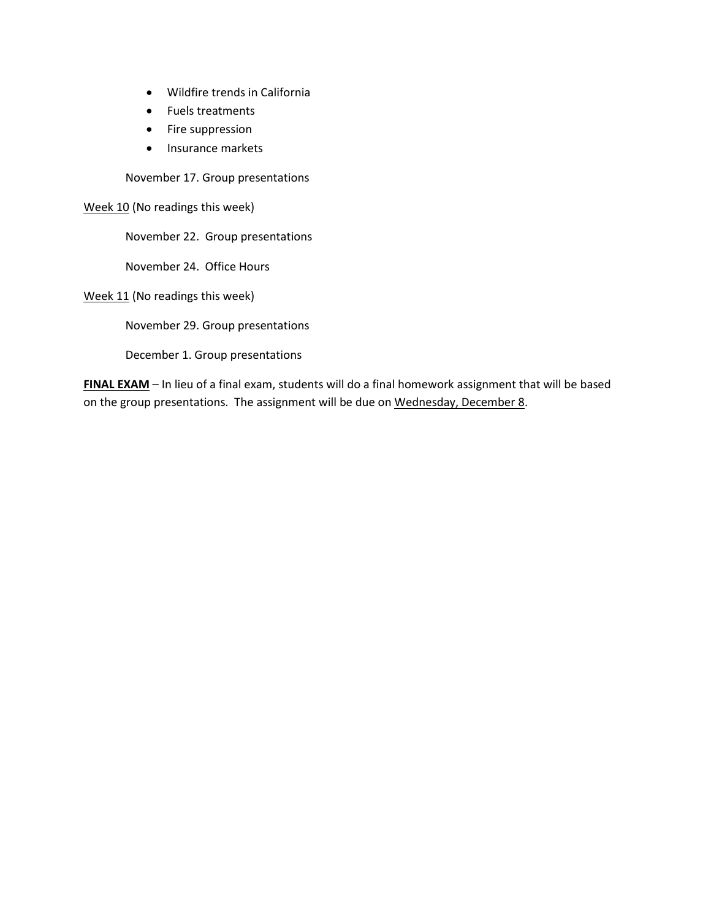- Wildfire trends in California
- Fuels treatments
- Fire suppression
- Insurance markets

November 17. Group presentations

Week 10 (No readings this week)

November 22. Group presentations

November 24. Office Hours

Week 11 (No readings this week)

November 29. Group presentations

December 1. Group presentations

**FINAL EXAM** – In lieu of a final exam, students will do a final homework assignment that will be based on the group presentations. The assignment will be due on Wednesday, December 8.